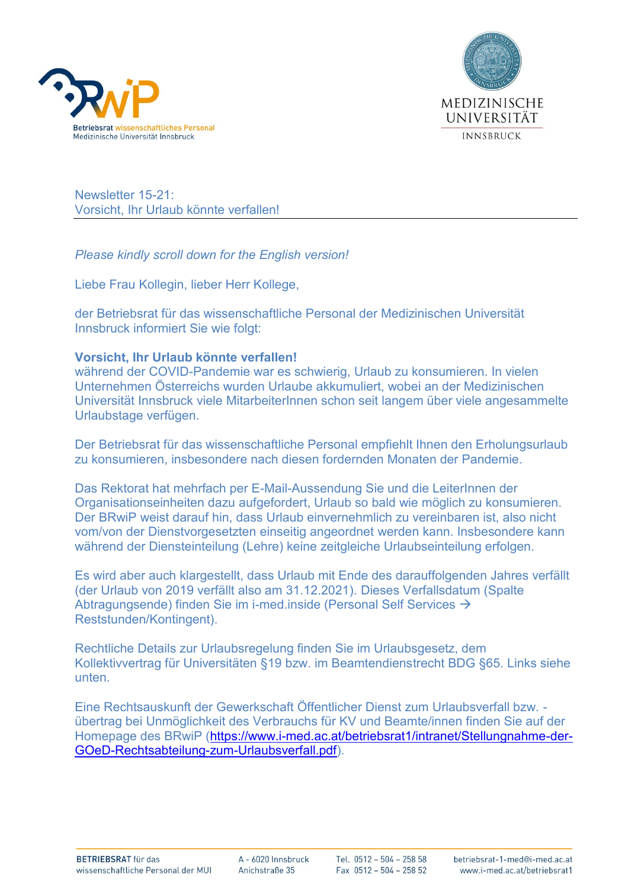Betriebsrat wissenschaftliches Personal
Medizinische Universität Innsbruck

MEDIZINISCHE UNIVERSITÄT INNSBRUCK

Newsletter 15-21:
Vorsicht, Ihr Urlaub könnte verfallen!

*Please kindly scroll down for the English version!*

Liebe Frau Kollegin, lieber Herr Kollege,

der Betriebsrat für das wissenschaftliche Personal der Medizinischen Universität Innsbruck informiert Sie wie folgt:

**Vorsicht, Ihr Urlaub könnte verfallen!**
während der COVID-Pandemie war es schwierig, Urlaub zu konsumieren. In vielen Unternehmen Österreichs wurden Urlaube akkumuliert, wobei an der Medizinischen Universität Innsbruck viele MitarbeiterInnen schon seit langem über viele angesammelte Urlaubstage verfügen.

Der Betriebsrat für das wissenschaftliche Personal empfiehlt Ihnen den Erholungsurlaub zu konsumieren, insbesondere nach diesen fordernden Monaten der Pandemie.

Das Rektorat hat mehrfach per E-Mail-Aussendung Sie und die LeiterInnen der Organisationseinheiten dazu aufgefordert, Urlaub so bald wie möglich zu konsumieren. Der BRwiP weist darauf hin, dass Urlaub einvernehmlich zu vereinbaren ist, also nicht vom/von der Dienstvorgesetzten einseitig angeordnet werden kann. Insbesondere kann während der Diensteinteilung (Lehre) keine zeitgleiche Urlaubseinteilung erfolgen.

Es wird aber auch klargestellt, dass Urlaub mit Ende des darauffolgenden Jahres verfällt (der Urlaub von 2019 verfällt also am 31.12.2021). Dieses Verfallsdatum (Spalte Abtragungsende) finden Sie im i-med.inside (Personal Self Services → Reststunden/Kontingent).

Rechtliche Details zur Urlaubsregelung finden Sie im Urlaubsgesetz, dem Kollektivvertrag für Universitäten §19 bzw. im Beamtendienstrecht BDG §65. Links siehe unten.

Eine Rechtsauskunft der Gewerkschaft Öffentlicher Dienst zum Urlaubsverfall bzw. -übertrag bei Unmöglichkeit des Verbrauchs für KV und Beamte/innen finden Sie auf der Homepage des BRwiP ([https://www.i-med.ac.at/betriebsrat1/intranet/Stellungnahme-der-GOeD-Rechtsabteilung-zum-Urlaubsverfall.pdf](https://www.i-med.ac.at/betriebsrat1/intranet/Stellungnahme-der-GOeD-Rechtsabteilung-zum-Urlaubsverfall.pdf)).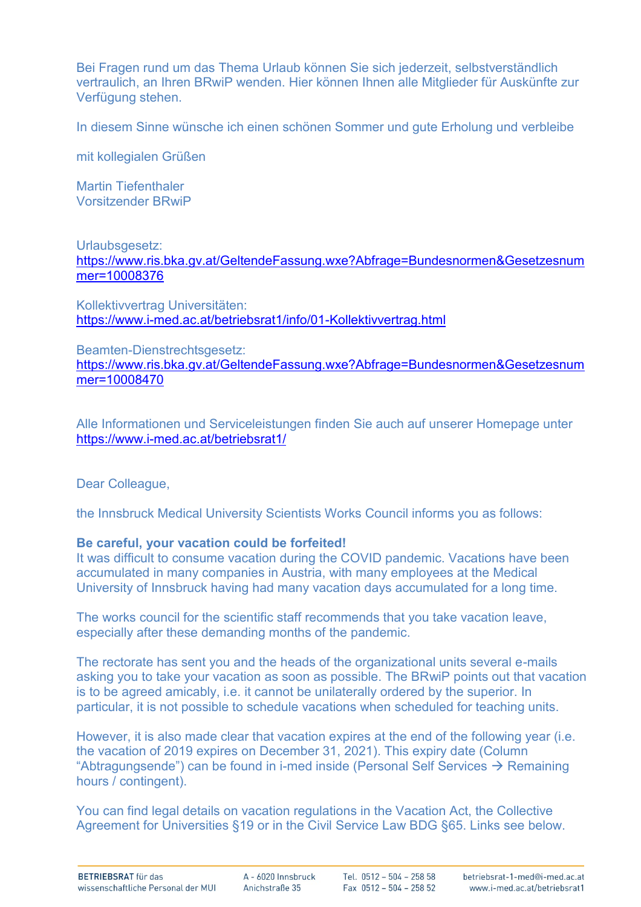Bei Fragen rund um das Thema Urlaub können Sie sich jederzeit, selbstverständlich vertraulich, an Ihren BRwiP wenden. Hier können Ihnen alle Mitglieder für Auskünfte zur Verfügung stehen.

In diesem Sinne wünsche ich einen schönen Sommer und gute Erholung und verbleibe

mit kollegialen Grüßen

Martin Tiefenthaler
Vorsitzender BRwiP

Urlaubsgesetz:
https://www.ris.bka.gv.at/GeltendeFassung.wxe?Abfrage=Bundesnormen&Gesetzesnummer=10008376

Kollektivvertrag Universitäten:
https://www.i-med.ac.at/betriebsrat1/info/01-Kollektivvertrag.html

Beamten-Dienstrechtsgesetz:
https://www.ris.bka.gv.at/GeltendeFassung.wxe?Abfrage=Bundesnormen&Gesetzesnummer=10008470

Alle Informationen und Serviceleistungen finden Sie auch auf unserer Homepage unter https://www.i-med.ac.at/betriebsrat1/

Dear Colleague,

the Innsbruck Medical University Scientists Works Council informs you as follows:

**Be careful, your vacation could be forfeited!**
It was difficult to consume vacation during the COVID pandemic. Vacations have been accumulated in many companies in Austria, with many employees at the Medical University of Innsbruck having had many vacation days accumulated for a long time.

The works council for the scientific staff recommends that you take vacation leave, especially after these demanding months of the pandemic.

The rectorate has sent you and the heads of the organizational units several e-mails asking you to take your vacation as soon as possible. The BRwiP points out that vacation is to be agreed amicably, i.e. it cannot be unilaterally ordered by the superior. In particular, it is not possible to schedule vacations when scheduled for teaching units.

However, it is also made clear that vacation expires at the end of the following year (i.e. the vacation of 2019 expires on December 31, 2021). This expiry date (Column “Abtragungsende”) can be found in i-med inside (Personal Self Services → Remaining hours / contingent).

You can find legal details on vacation regulations in the Vacation Act, the Collective Agreement for Universities §19 or in the Civil Service Law BDG §65. Links see below.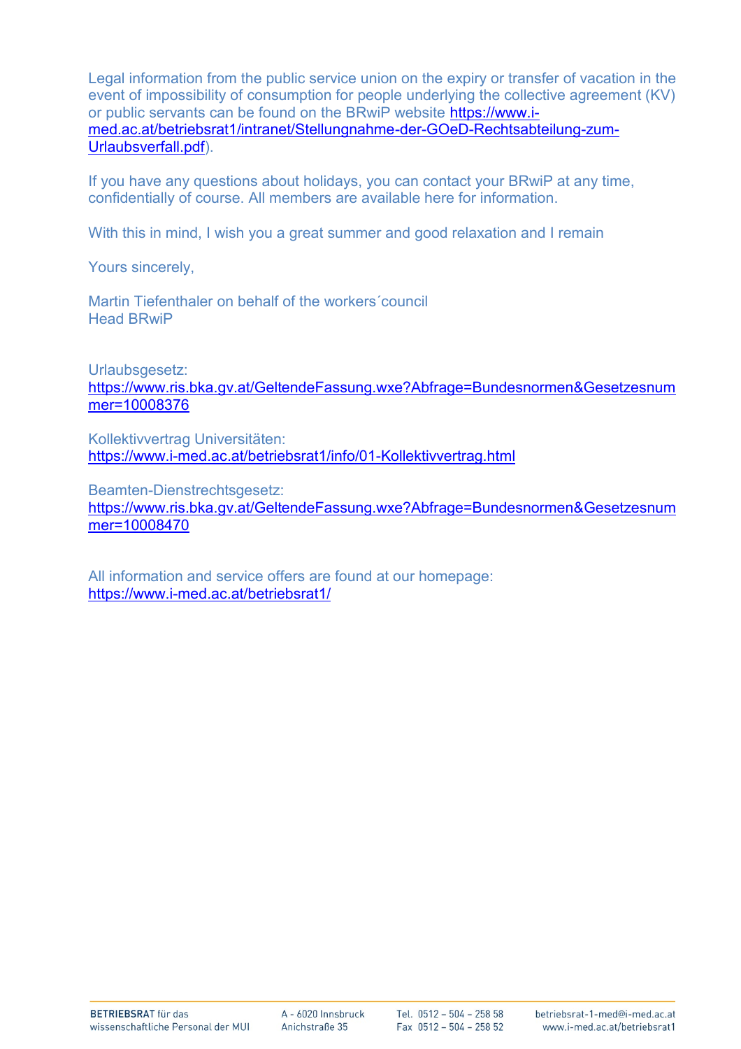Legal information from the public service union on the expiry or transfer of vacation in the event of impossibility of consumption for people underlying the collective agreement (KV) or public servants can be found on the BRwiP website https://www.i-med.ac.at/betriebsrat1/intranet/Stellungnahme-der-GOeD-Rechtsabteilung-zum-Urlaubsverfall.pdf).

If you have any questions about holidays, you can contact your BRwiP at any time, confidentially of course. All members are available here for information.

With this in mind, I wish you a great summer and good relaxation and I remain

Yours sincerely,

Martin Tiefenthaler on behalf of the workers´council
Head BRwiP

Urlaubsgesetz:
https://www.ris.bka.gv.at/GeltendeFassung.wxe?Abfrage=Bundesnormen&Gesetzesnummer=10008376

Kollektivvertrag Universitäten:
https://www.i-med.ac.at/betriebsrat1/info/01-Kollektivvertrag.html

Beamten-Dienstrechtsgesetz:
https://www.ris.bka.gv.at/GeltendeFassung.wxe?Abfrage=Bundesnormen&Gesetzesnummer=10008470

All information and service offers are found at our homepage:
https://www.i-med.ac.at/betriebsrat1/

**BETRIEBSRAT** für das wissenschaftliche Personal der MUI | A - 6020 Innsbruck, Anichstraße 35 | Tel. 0512 – 504 – 258 58, Fax 0512 – 504 – 258 52 | betriebsrat-1-med@i-med.ac.at, www.i-med.ac.at/betriebsrat1